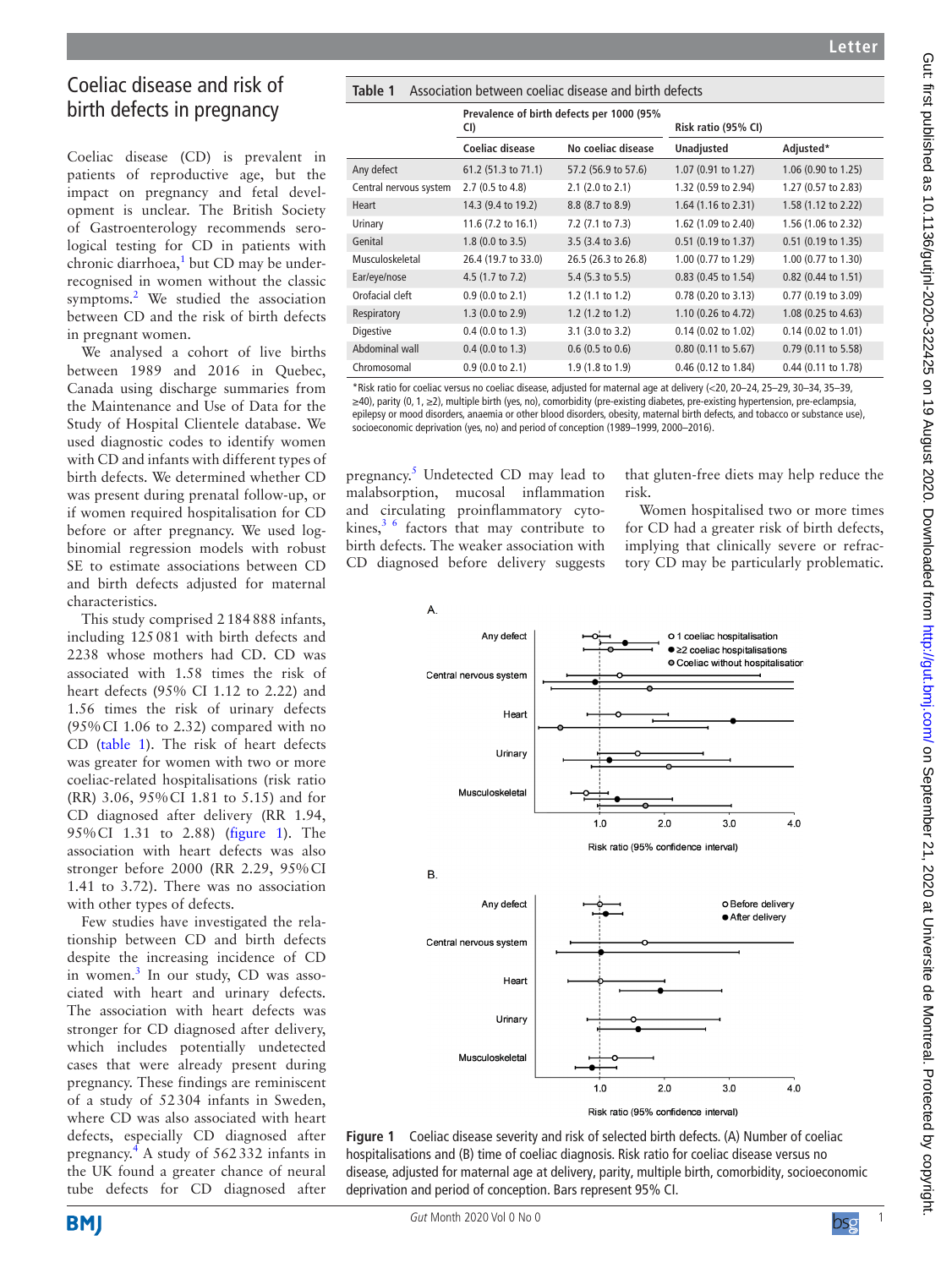# Coeliac disease and risk of birth defects in pregnancy

Coeliac disease (CD) is prevalent in patients of reproductive age, but the impact on pregnancy and fetal development is unclear. The British Society of Gastroenterology recommends serological testing for CD in patients with chronic diarrhoea,[1] but CD may be under-recognised in women without the classic symptoms.[2] We studied the association between CD and the risk of birth defects in pregnant women.

We analysed a cohort of live births between 1989 and 2016 in Quebec, Canada using discharge summaries from the Maintenance and Use of Data for the Study of Hospital Clientele database. We used diagnostic codes to identify women with CD and infants with different types of birth defects. We determined whether CD was present during prenatal follow-up, or if women required hospitalisation for CD before or after pregnancy. We used log-binomial regression models with robust SE to estimate associations between CD and birth defects adjusted for maternal characteristics.

This study comprised 2 184 888 infants, including 125 081 with birth defects and 2238 whose mothers had CD. CD was associated with 1.58 times the risk of heart defects (95% CI 1.12 to 2.22) and 1.56 times the risk of urinary defects (95% CI 1.06 to 2.32) compared with no CD (table 1). The risk of heart defects was greater for women with two or more coeliac-related hospitalisations (risk ratio (RR) 3.06, 95% CI 1.81 to 5.15) and for CD diagnosed after delivery (RR 1.94, 95% CI 1.31 to 2.88) (figure 1). The association with heart defects was also stronger before 2000 (RR 2.29, 95% CI 1.41 to 3.72). There was no association with other types of defects.

Few studies have investigated the relationship between CD and birth defects despite the increasing incidence of CD in women.[3] In our study, CD was associated with heart and urinary defects. The association with heart defects was stronger for CD diagnosed after delivery, which includes potentially undetected cases that were already present during pregnancy. These findings are reminiscent of a study of 52 304 infants in Sweden, where CD was also associated with heart defects, especially CD diagnosed after pregnancy.[4] A study of 562 332 infants in the UK found a greater chance of neural tube defects for CD diagnosed after pregnancy.[5] Undetected CD may lead to malabsorption, mucosal inflammation and circulating proinflammatory cytokines,[3 6] factors that may contribute to birth defects. The weaker association with CD diagnosed before delivery suggests that gluten-free diets may help reduce the risk.

Women hospitalised two or more times for CD had a greater risk of birth defects, implying that clinically severe or refractory CD may be particularly problematic.

**Table 1** Association between coeliac disease and birth defects

| | Prevalence of birth defects per 1000 (95% CI) | | Risk ratio (95% CI) | |
|---|---|---|---|---|
| | Coeliac disease | No coeliac disease | Unadjusted | Adjusted* |
| Any defect | 61.2 (51.3 to 71.1) | 57.2 (56.9 to 57.6) | 1.07 (0.91 to 1.27) | 1.06 (0.90 to 1.25) |
| Central nervous system | 2.7 (0.5 to 4.8) | 2.1 (2.0 to 2.1) | 1.32 (0.59 to 2.94) | 1.27 (0.57 to 2.83) |
| Heart | 14.3 (9.4 to 19.2) | 8.8 (8.7 to 8.9) | 1.64 (1.16 to 2.31) | 1.58 (1.12 to 2.22) |
| Urinary | 11.6 (7.2 to 16.1) | 7.2 (7.1 to 7.3) | 1.62 (1.09 to 2.40) | 1.56 (1.06 to 2.32) |
| Genital | 1.8 (0.0 to 3.5) | 3.5 (3.4 to 3.6) | 0.51 (0.19 to 1.37) | 0.51 (0.19 to 1.35) |
| Musculoskeletal | 26.4 (19.7 to 33.0) | 26.5 (26.3 to 26.8) | 1.00 (0.77 to 1.29) | 1.00 (0.77 to 1.30) |
| Ear/eye/nose | 4.5 (1.7 to 7.2) | 5.4 (5.3 to 5.5) | 0.83 (0.45 to 1.54) | 0.82 (0.44 to 1.51) |
| Orofacial cleft | 0.9 (0.0 to 2.1) | 1.2 (1.1 to 1.2) | 0.78 (0.20 to 3.13) | 0.77 (0.19 to 3.09) |
| Respiratory | 1.3 (0.0 to 2.9) | 1.2 (1.2 to 1.2) | 1.10 (0.26 to 4.72) | 1.08 (0.25 to 4.63) |
| Digestive | 0.4 (0.0 to 1.3) | 3.1 (3.0 to 3.2) | 0.14 (0.02 to 1.02) | 0.14 (0.02 to 1.01) |
| Abdominal wall | 0.4 (0.0 to 1.3) | 0.6 (0.5 to 0.6) | 0.80 (0.11 to 5.67) | 0.79 (0.11 to 5.58) |
| Chromosomal | 0.9 (0.0 to 2.1) | 1.9 (1.8 to 1.9) | 0.46 (0.12 to 1.84) | 0.44 (0.11 to 1.78) |

*Risk ratio for coeliac versus no coeliac disease, adjusted for maternal age at delivery (<20, 20–24, 25–29, 30–34, 35–39, ≥40), parity (0, 1, ≥2), multiple birth (yes, no), comorbidity (pre-existing diabetes, pre-existing hypertension, pre-eclampsia, epilepsy or mood disorders, anaemia or other blood disorders, obesity, maternal birth defects, and tobacco or substance use), socioeconomic deprivation (yes, no) and period of conception (1989–1999, 2000–2016).

**Figure 1** Coeliac disease severity and risk of selected birth defects. (A) Number of coeliac hospitalisations and (B) time of coeliac diagnosis. Risk ratio for coeliac disease versus no disease, adjusted for maternal age at delivery, parity, multiple birth, comorbidity, socioeconomic deprivation and period of conception. Bars represent 95% CI.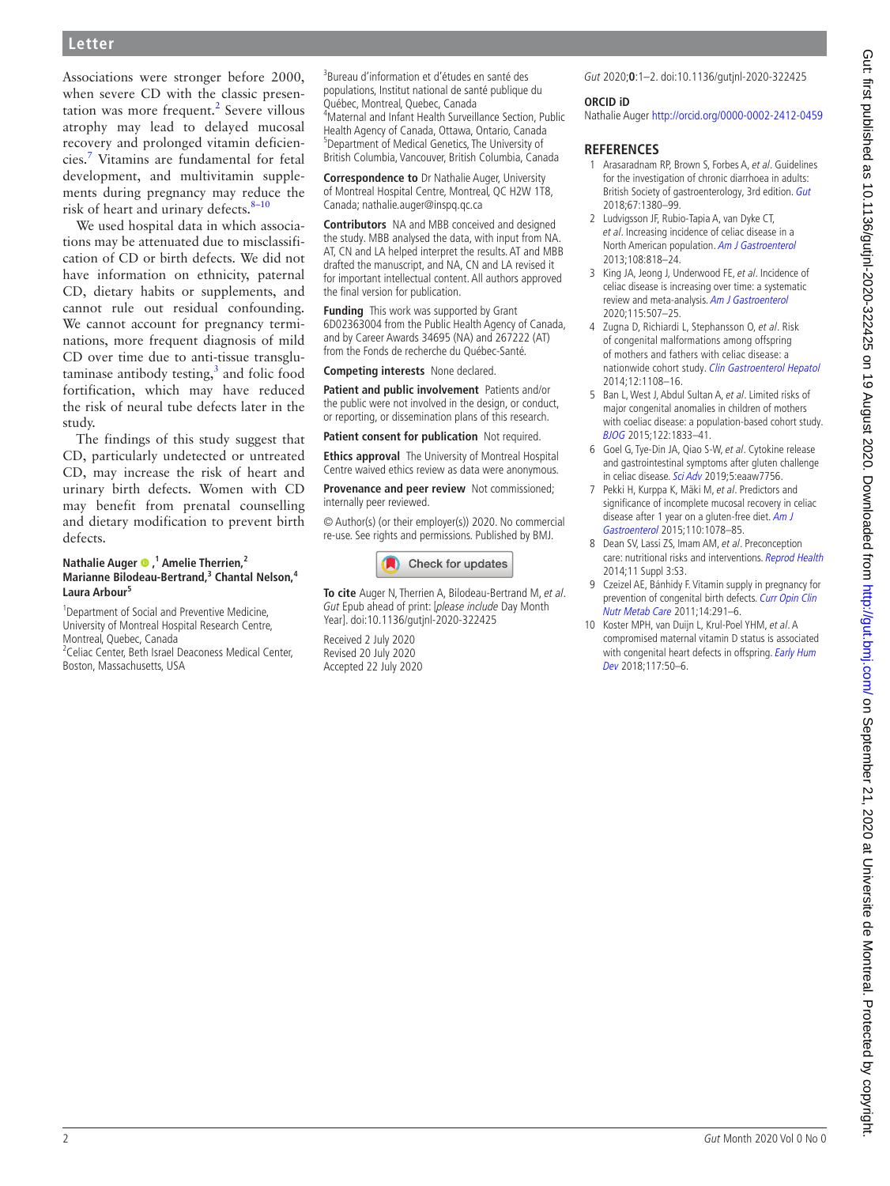Associations were stronger before 2000, when severe CD with the classic presentation was more frequent.[2] Severe villous atrophy may lead to delayed mucosal recovery and prolonged vitamin deficiencies.[7] Vitamins are fundamental for fetal development, and multivitamin supplements during pregnancy may reduce the risk of heart and urinary defects.[8–10]

We used hospital data in which associations may be attenuated due to misclassification of CD or birth defects. We did not have information on ethnicity, paternal CD, dietary habits or supplements, and cannot rule out residual confounding. We cannot account for pregnancy terminations, more frequent diagnosis of mild CD over time due to anti-tissue transglutaminase antibody testing,[3] and folic food fortification, which may have reduced the risk of neural tube defects later in the study.

The findings of this study suggest that CD, particularly undetected or untreated CD, may increase the risk of heart and urinary birth defects. Women with CD may benefit from prenatal counselling and dietary modification to prevent birth defects.

**Nathalie Auger**,[1] **Amelie Therrien**,[2] **Marianne Bilodeau-Bertrand**,[3] **Chantal Nelson**,[4] **Laura Arbour**[5]

[1]Department of Social and Preventive Medicine, University of Montreal Hospital Research Centre, Montreal, Quebec, Canada
[2]Celiac Center, Beth Israel Deaconess Medical Center, Boston, Massachusetts, USA
[3]Bureau d'information et d'études en santé des populations, Institut national de santé publique du Québec, Montreal, Quebec, Canada
[4]Maternal and Infant Health Surveillance Section, Public Health Agency of Canada, Ottawa, Ontario, Canada
[5]Department of Medical Genetics, The University of British Columbia, Vancouver, British Columbia, Canada

**Correspondence to** Dr Nathalie Auger, University of Montreal Hospital Centre, Montreal, QC H2W 1T8, Canada; nathalie.auger@inspq.qc.ca

**Contributors** NA and MBB conceived and designed the study. MBB analysed the data, with input from NA. AT, CN and LA helped interpret the results. AT and MBB drafted the manuscript, and NA, CN and LA revised it for important intellectual content. All authors approved the final version for publication.

**Funding** This work was supported by Grant 6D02363004 from the Public Health Agency of Canada, and by Career Awards 34695 (NA) and 267222 (AT) from the Fonds de recherche du Québec-Santé.

**Competing interests** None declared.

**Patient and public involvement** Patients and/or the public were not involved in the design, or conduct, or reporting, or dissemination plans of this research.

**Patient consent for publication** Not required.

**Ethics approval** The University of Montreal Hospital Centre waived ethics review as data were anonymous.

**Provenance and peer review** Not commissioned; internally peer reviewed.

© Author(s) (or their employer(s)) 2020. No commercial re-use. See rights and permissions. Published by BMJ.

**To cite** Auger N, Therrien A, Bilodeau-Bertrand M, *et al*. *Gut* Epub ahead of print: [*please include* Day Month Year]. doi:10.1136/gutjnl-2020-322425

Received 2 July 2020
Revised 20 July 2020
Accepted 22 July 2020

*Gut* 2020;**0**:1–2. doi:10.1136/gutjnl-2020-322425

**ORCID iD**

Nathalie Auger http://orcid.org/0000-0002-2412-0459

## REFERENCES

1. Arasaradnam RP, Brown S, Forbes A, *et al*. Guidelines for the investigation of chronic diarrhoea in adults: British Society of gastroenterology, 3rd edition. *Gut* 2018;67:1380–99.
2. Ludvigsson JF, Rubio-Tapia A, van Dyke CT, *et al*. Increasing incidence of celiac disease in a North American population. *Am J Gastroenterol* 2013;108:818–24.
3. King JA, Jeong J, Underwood FE, *et al*. Incidence of celiac disease is increasing over time: a systematic review and meta-analysis. *Am J Gastroenterol* 2020;115:507–25.
4. Zugna D, Richiardi L, Stephansson O, *et al*. Risk of congenital malformations among offspring of mothers and fathers with celiac disease: a nationwide cohort study. *Clin Gastroenterol Hepatol* 2014;12:1108–16.
5. Ban L, West J, Abdul Sultan A, *et al*. Limited risks of major congenital anomalies in children of mothers with coeliac disease: a population-based cohort study. *BJOG* 2015;122:1833–41.
6. Goel G, Tye-Din JA, Qiao S-W, *et al*. Cytokine release and gastrointestinal symptoms after gluten challenge in celiac disease. *Sci Adv* 2019;5:eaaw7756.
7. Pekki H, Kurppa K, Mäki M, *et al*. Predictors and significance of incomplete mucosal recovery in celiac disease after 1 year on a gluten-free diet. *Am J Gastroenterol* 2015;110:1078–85.
8. Dean SV, Lassi ZS, Imam AM, *et al*. Preconception care: nutritional risks and interventions. *Reprod Health* 2014;11 Suppl 3:S3.
9. Czeizel AE, Bánhidy F. Vitamin supply in pregnancy for prevention of congenital birth defects. *Curr Opin Clin Nutr Metab Care* 2011;14:291–6.
10. Koster MPH, van Duijn L, Krul-Poel YHM, *et al*. A compromised maternal vitamin D status is associated with congenital heart defects in offspring. *Early Hum Dev* 2018;117:50–6.